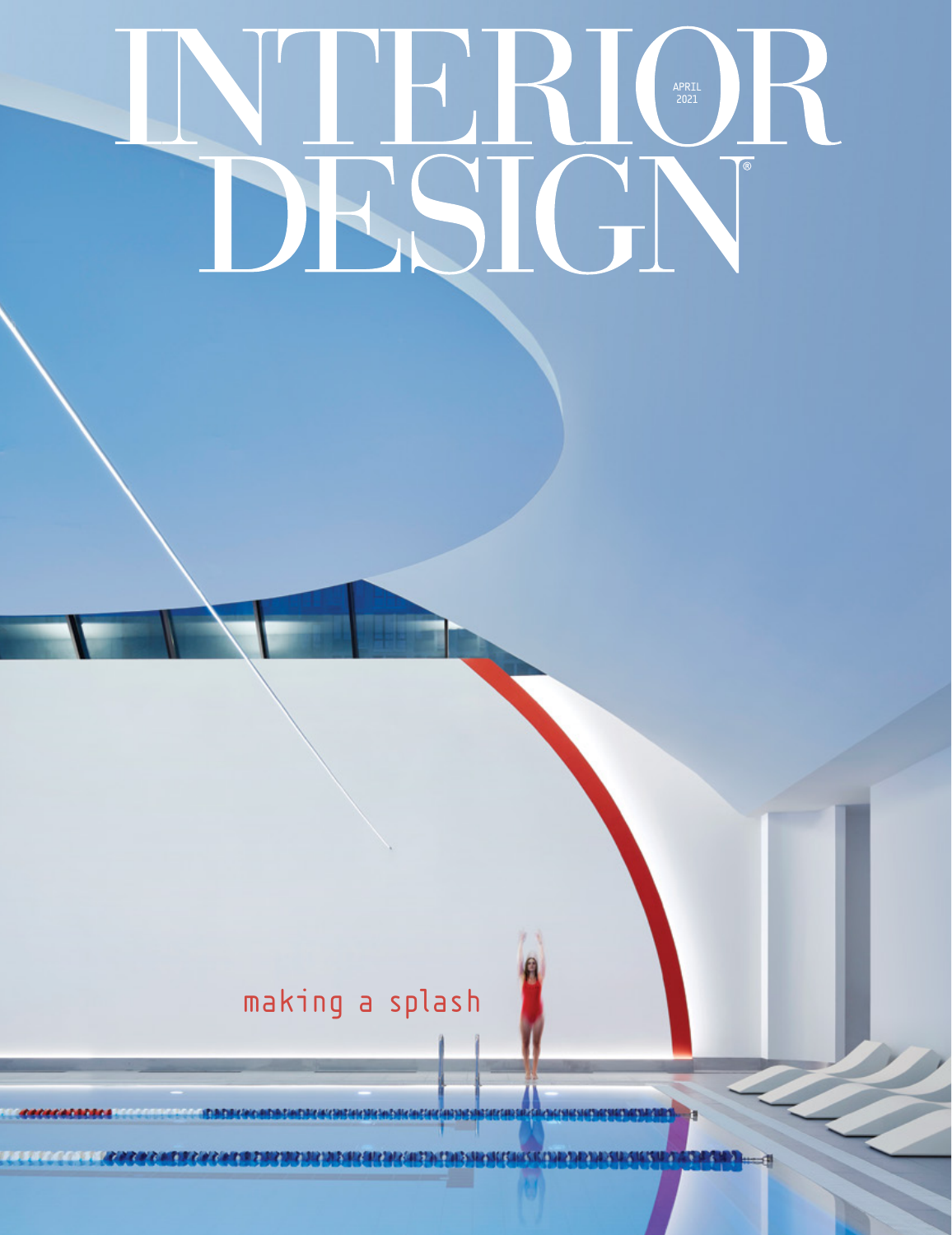# INTERIOR DESIGN

APRIL 2021

making a splash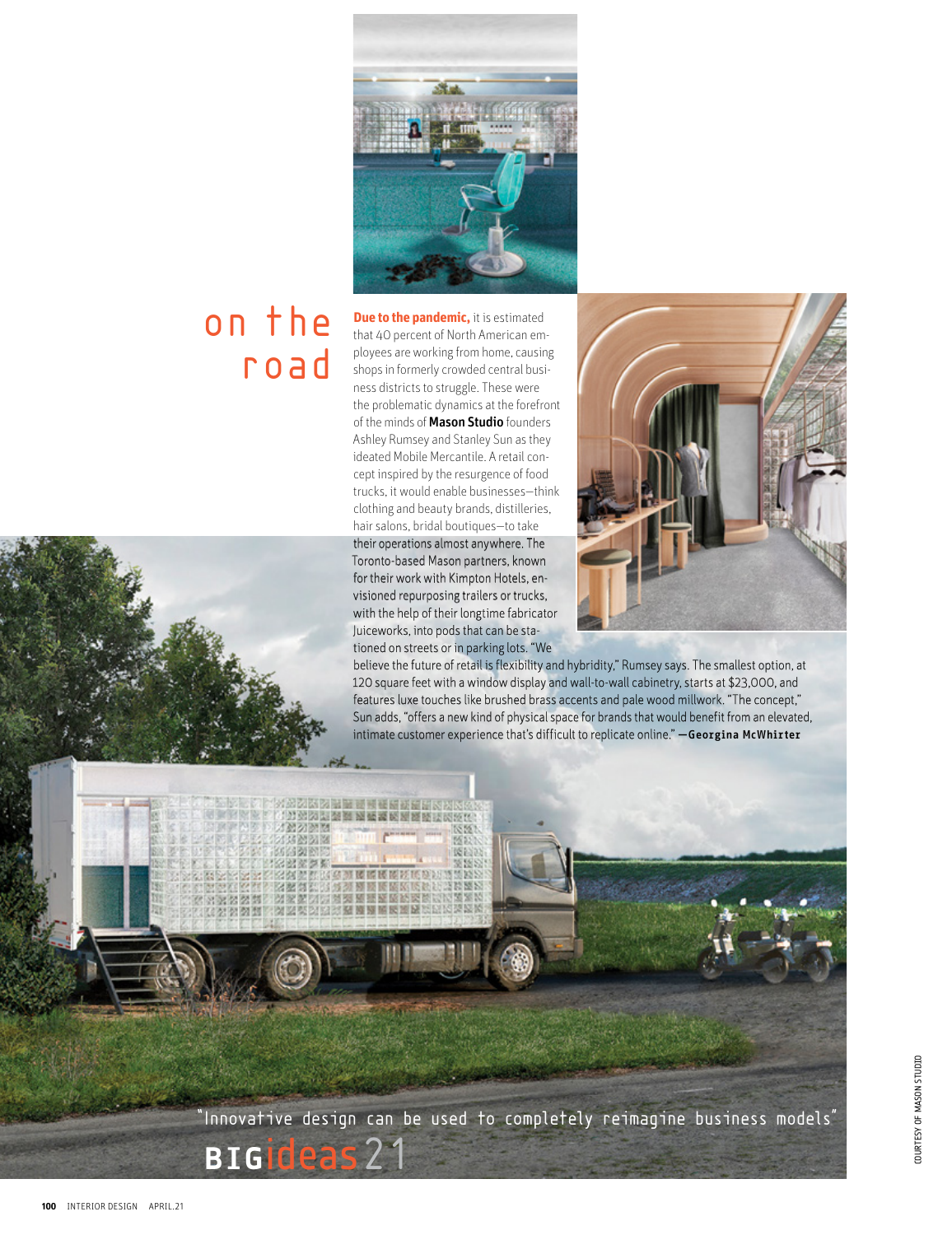# on the road

**Due to the pandemic,** it is estimated that 40 percent of North American employees are working from home, causing shops in formerly crowded central business districts to struggle. These were the problematic dynamics at the forefront of the minds of **Mason Studio** founders Ashley Rumsey and Stanley Sun as they ideated Mobile Mercantile. A retail concept inspired by the resurgence of food trucks, it would enable businesses—think clothing and beauty brands, distilleries, hair salons, bridal boutiques—to take their operations almost anywhere. The Toronto-based Mason partners, known for their work with Kimpton Hotels, envisioned repurposing trailers or trucks, with the help of their longtime fabricator Juiceworks, into pods that can be stationed on streets or in parking lots. "We believe the future of retail is flexibility and hybridity," Rumsey says. The smallest option, at 120 square feet with a window display and wall-to-wall cabinetry, starts at $23,000, and features luxe touches like brushed brass accents and pale wood millwork. "The concept," Sun adds, "offers a new kind of physical space for brands that would benefit from an elevated, intimate customer experience that's difficult to replicate online." **—Georgina McWhirter**

"Innovative design can be used to completely reimagine business models"

**BIG**ideas21

COURTESY OF MASON STUDIO